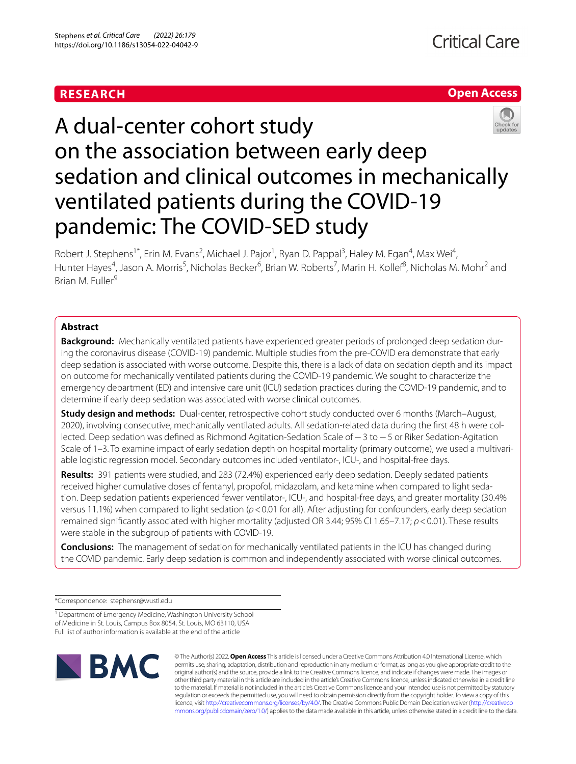RESEARCH

Open Access

# A dual-center cohort study on the association between early deep sedation and clinical outcomes in mechanically ventilated patients during the COVID-19 pandemic: The COVID-SED study

Robert J. Stephens[1*], Erin M. Evans[2], Michael J. Pajor[1], Ryan D. Pappal[3], Haley M. Egan[4], Max Wei[4], Hunter Hayes[4], Jason A. Morris[5], Nicholas Becker[6], Brian W. Roberts[7], Marin H. Kollef[8], Nicholas M. Mohr[2] and Brian M. Fuller[9]

## Abstract

**Background:** Mechanically ventilated patients have experienced greater periods of prolonged deep sedation during the coronavirus disease (COVID-19) pandemic. Multiple studies from the pre-COVID era demonstrate that early deep sedation is associated with worse outcome. Despite this, there is a lack of data on sedation depth and its impact on outcome for mechanically ventilated patients during the COVID-19 pandemic. We sought to characterize the emergency department (ED) and intensive care unit (ICU) sedation practices during the COVID-19 pandemic, and to determine if early deep sedation was associated with worse clinical outcomes.

**Study design and methods:** Dual-center, retrospective cohort study conducted over 6 months (March–August, 2020), involving consecutive, mechanically ventilated adults. All sedation-related data during the first 48 h were collected. Deep sedation was defined as Richmond Agitation-Sedation Scale of −3 to −5 or Riker Sedation-Agitation Scale of 1–3. To examine impact of early sedation depth on hospital mortality (primary outcome), we used a multivariable logistic regression model. Secondary outcomes included ventilator-, ICU-, and hospital-free days.

**Results:** 391 patients were studied, and 283 (72.4%) experienced early deep sedation. Deeply sedated patients received higher cumulative doses of fentanyl, propofol, midazolam, and ketamine when compared to light sedation. Deep sedation patients experienced fewer ventilator-, ICU-, and hospital-free days, and greater mortality (30.4% versus 11.1%) when compared to light sedation ($p < 0.01$ for all). After adjusting for confounders, early deep sedation remained significantly associated with higher mortality (adjusted OR 3.44; 95% CI 1.65–7.17; $p < 0.01$). These results were stable in the subgroup of patients with COVID-19.

**Conclusions:** The management of sedation for mechanically ventilated patients in the ICU has changed during the COVID pandemic. Early deep sedation is common and independently associated with worse clinical outcomes.

*Correspondence: stephensr@wustl.edu

[1] Department of Emergency Medicine, Washington University School of Medicine in St. Louis, Campus Box 8054, St. Louis, MO 63110, USA
Full list of author information is available at the end of the article

© The Author(s) 2022. **Open Access** This article is licensed under a Creative Commons Attribution 4.0 International License, which permits use, sharing, adaptation, distribution and reproduction in any medium or format, as long as you give appropriate credit to the original author(s) and the source, provide a link to the Creative Commons licence, and indicate if changes were made. The images or other third party material in this article are included in the article's Creative Commons licence, unless indicated otherwise in a credit line to the material. If material is not included in the article's Creative Commons licence and your intended use is not permitted by statutory regulation or exceeds the permitted use, you will need to obtain permission directly from the copyright holder. To view a copy of this licence, visit http://creativecommons.org/licenses/by/4.0/. The Creative Commons Public Domain Dedication waiver (http://creativecommons.org/publicdomain/zero/1.0/) applies to the data made available in this article, unless otherwise stated in a credit line to the data.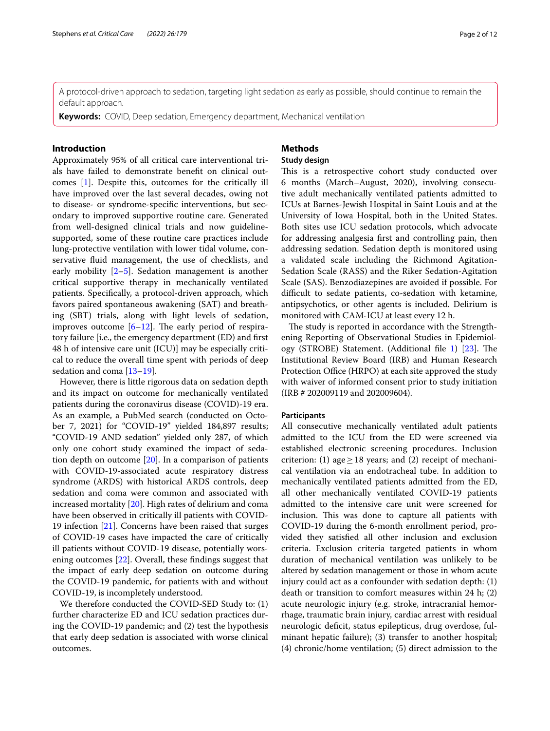A protocol-driven approach to sedation, targeting light sedation as early as possible, should continue to remain the default approach.

**Keywords:** COVID, Deep sedation, Emergency department, Mechanical ventilation

## Introduction

Approximately 95% of all critical care interventional trials have failed to demonstrate benefit on clinical outcomes [1]. Despite this, outcomes for the critically ill have improved over the last several decades, owing not to disease- or syndrome-specific interventions, but secondary to improved supportive routine care. Generated from well-designed clinical trials and now guideline-supported, some of these routine care practices include lung-protective ventilation with lower tidal volume, conservative fluid management, the use of checklists, and early mobility [2–5]. Sedation management is another critical supportive therapy in mechanically ventilated patients. Specifically, a protocol-driven approach, which favors paired spontaneous awakening (SAT) and breathing (SBT) trials, along with light levels of sedation, improves outcome [6–12]. The early period of respiratory failure [i.e., the emergency department (ED) and first 48 h of intensive care unit (ICU)] may be especially critical to reduce the overall time spent with periods of deep sedation and coma [13–19].

However, there is little rigorous data on sedation depth and its impact on outcome for mechanically ventilated patients during the coronavirus disease (COVID)-19 era. As an example, a PubMed search (conducted on October 7, 2021) for "COVID-19" yielded 184,897 results; "COVID-19 AND sedation" yielded only 287, of which only one cohort study examined the impact of sedation depth on outcome [20]. In a comparison of patients with COVID-19-associated acute respiratory distress syndrome (ARDS) with historical ARDS controls, deep sedation and coma were common and associated with increased mortality [20]. High rates of delirium and coma have been observed in critically ill patients with COVID-19 infection [21]. Concerns have been raised that surges of COVID-19 cases have impacted the care of critically ill patients without COVID-19 disease, potentially worsening outcomes [22]. Overall, these findings suggest that the impact of early deep sedation on outcome during the COVID-19 pandemic, for patients with and without COVID-19, is incompletely understood.

We therefore conducted the COVID-SED Study to: (1) further characterize ED and ICU sedation practices during the COVID-19 pandemic; and (2) test the hypothesis that early deep sedation is associated with worse clinical outcomes.

## Methods

### Study design

This is a retrospective cohort study conducted over 6 months (March–August, 2020), involving consecutive adult mechanically ventilated patients admitted to ICUs at Barnes-Jewish Hospital in Saint Louis and at the University of Iowa Hospital, both in the United States. Both sites use ICU sedation protocols, which advocate for addressing analgesia first and controlling pain, then addressing sedation. Sedation depth is monitored using a validated scale including the Richmond Agitation-Sedation Scale (RASS) and the Riker Sedation-Agitation Scale (SAS). Benzodiazepines are avoided if possible. For difficult to sedate patients, co-sedation with ketamine, antipsychotics, or other agents is included. Delirium is monitored with CAM-ICU at least every 12 h.

The study is reported in accordance with the Strengthening Reporting of Observational Studies in Epidemiology (STROBE) Statement. (Additional file 1) [23]. The Institutional Review Board (IRB) and Human Research Protection Office (HRPO) at each site approved the study with waiver of informed consent prior to study initiation (IRB # 202009119 and 202009604).

### Participants

All consecutive mechanically ventilated adult patients admitted to the ICU from the ED were screened via established electronic screening procedures. Inclusion criterion: (1) age ≥ 18 years; and (2) receipt of mechanical ventilation via an endotracheal tube. In addition to mechanically ventilated patients admitted from the ED, all other mechanically ventilated COVID-19 patients admitted to the intensive care unit were screened for inclusion. This was done to capture all patients with COVID-19 during the 6-month enrollment period, provided they satisfied all other inclusion and exclusion criteria. Exclusion criteria targeted patients in whom duration of mechanical ventilation was unlikely to be altered by sedation management or those in whom acute injury could act as a confounder with sedation depth: (1) death or transition to comfort measures within 24 h; (2) acute neurologic injury (e.g. stroke, intracranial hemorrhage, traumatic brain injury, cardiac arrest with residual neurologic deficit, status epilepticus, drug overdose, fulminant hepatic failure); (3) transfer to another hospital; (4) chronic/home ventilation; (5) direct admission to the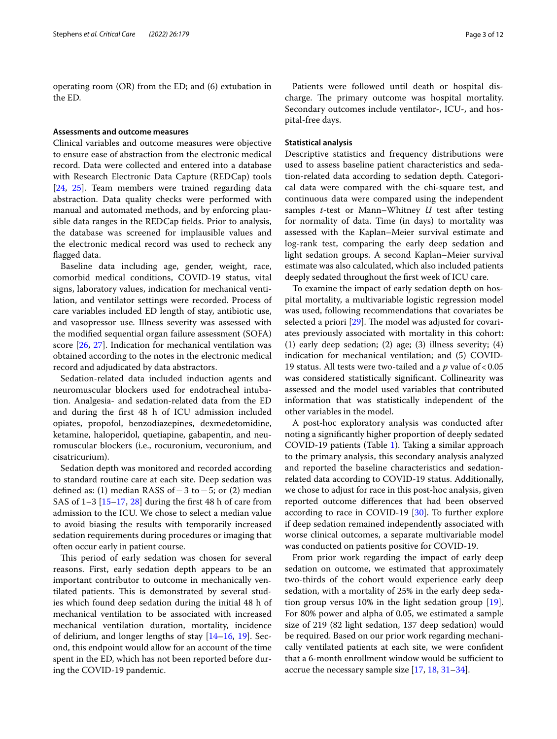operating room (OR) from the ED; and (6) extubation in the ED.

### Assessments and outcome measures

Clinical variables and outcome measures were objective to ensure ease of abstraction from the electronic medical record. Data were collected and entered into a database with Research Electronic Data Capture (REDCap) tools [24, 25]. Team members were trained regarding data abstraction. Data quality checks were performed with manual and automated methods, and by enforcing plausible data ranges in the REDCap fields. Prior to analysis, the database was screened for implausible values and the electronic medical record was used to recheck any flagged data.

Baseline data including age, gender, weight, race, comorbid medical conditions, COVID-19 status, vital signs, laboratory values, indication for mechanical ventilation, and ventilator settings were recorded. Process of care variables included ED length of stay, antibiotic use, and vasopressor use. Illness severity was assessed with the modified sequential organ failure assessment (SOFA) score [26, 27]. Indication for mechanical ventilation was obtained according to the notes in the electronic medical record and adjudicated by data abstractors.

Sedation-related data included induction agents and neuromuscular blockers used for endotracheal intubation. Analgesia- and sedation-related data from the ED and during the first 48 h of ICU admission included opiates, propofol, benzodiazepines, dexmedetomidine, ketamine, haloperidol, quetiapine, gabapentin, and neuromuscular blockers (i.e., rocuronium, vecuronium, and cisatricurium).

Sedation depth was monitored and recorded according to standard routine care at each site. Deep sedation was defined as: (1) median RASS of −3 to −5; or (2) median SAS of 1–3 [15–17, 28] during the first 48 h of care from admission to the ICU. We chose to select a median value to avoid biasing the results with temporarily increased sedation requirements during procedures or imaging that often occur early in patient course.

This period of early sedation was chosen for several reasons. First, early sedation depth appears to be an important contributor to outcome in mechanically ventilated patients. This is demonstrated by several studies which found deep sedation during the initial 48 h of mechanical ventilation to be associated with increased mechanical ventilation duration, mortality, incidence of delirium, and longer lengths of stay [14–16, 19]. Second, this endpoint would allow for an account of the time spent in the ED, which has not been reported before during the COVID-19 pandemic.

Patients were followed until death or hospital discharge. The primary outcome was hospital mortality. Secondary outcomes include ventilator-, ICU-, and hospital-free days.

### Statistical analysis

Descriptive statistics and frequency distributions were used to assess baseline patient characteristics and sedation-related data according to sedation depth. Categorical data were compared with the chi-square test, and continuous data were compared using the independent samples *t*-test or Mann–Whitney *U* test after testing for normality of data. Time (in days) to mortality was assessed with the Kaplan–Meier survival estimate and log-rank test, comparing the early deep sedation and light sedation groups. A second Kaplan–Meier survival estimate was also calculated, which also included patients deeply sedated throughout the first week of ICU care.

To examine the impact of early sedation depth on hospital mortality, a multivariable logistic regression model was used, following recommendations that covariates be selected a priori [29]. The model was adjusted for covariates previously associated with mortality in this cohort: (1) early deep sedation; (2) age; (3) illness severity; (4) indication for mechanical ventilation; and (5) COVID-19 status. All tests were two-tailed and a $p$ value of $<0.05$ was considered statistically significant. Collinearity was assessed and the model used variables that contributed information that was statistically independent of the other variables in the model.

A post-hoc exploratory analysis was conducted after noting a significantly higher proportion of deeply sedated COVID-19 patients (Table 1). Taking a similar approach to the primary analysis, this secondary analysis analyzed and reported the baseline characteristics and sedation-related data according to COVID-19 status. Additionally, we chose to adjust for race in this post-hoc analysis, given reported outcome differences that had been observed according to race in COVID-19 [30]. To further explore if deep sedation remained independently associated with worse clinical outcomes, a separate multivariable model was conducted on patients positive for COVID-19.

From prior work regarding the impact of early deep sedation on outcome, we estimated that approximately two-thirds of the cohort would experience early deep sedation, with a mortality of 25% in the early deep sedation group versus 10% in the light sedation group [19]. For 80% power and alpha of 0.05, we estimated a sample size of 219 (82 light sedation, 137 deep sedation) would be required. Based on our prior work regarding mechanically ventilated patients at each site, we were confident that a 6-month enrollment window would be sufficient to accrue the necessary sample size [17, 18, 31–34].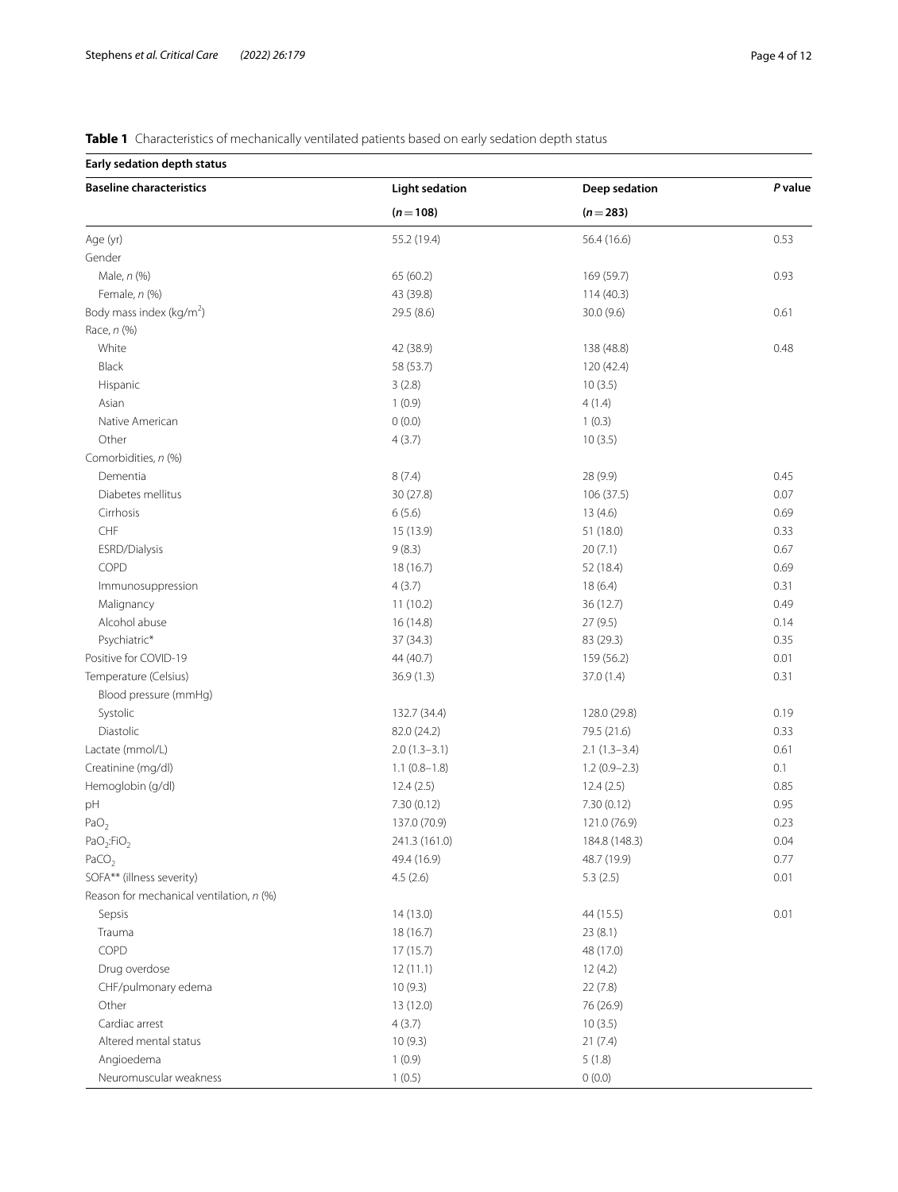**Table 1** Characteristics of mechanically ventilated patients based on early sedation depth status

| Early sedation depth status | | | |
|---|---|---|---|
| **Baseline characteristics** | **Light sedation** | **Deep sedation** | ***P* value** |
| | **(*n* = 108)** | **(*n* = 283)** | |
| Age (yr) | 55.2 (19.4) | 56.4 (16.6) | 0.53 |
| Gender | | | |
| Male, *n* (%) | 65 (60.2) | 169 (59.7) | 0.93 |
| Female, *n* (%) | 43 (39.8) | 114 (40.3) | |
| Body mass index (kg/m$^2$) | 29.5 (8.6) | 30.0 (9.6) | 0.61 |
| Race, *n* (%) | | | |
| White | 42 (38.9) | 138 (48.8) | 0.48 |
| Black | 58 (53.7) | 120 (42.4) | |
| Hispanic | 3 (2.8) | 10 (3.5) | |
| Asian | 1 (0.9) | 4 (1.4) | |
| Native American | 0 (0.0) | 1 (0.3) | |
| Other | 4 (3.7) | 10 (3.5) | |
| Comorbidities, *n* (%) | | | |
| Dementia | 8 (7.4) | 28 (9.9) | 0.45 |
| Diabetes mellitus | 30 (27.8) | 106 (37.5) | 0.07 |
| Cirrhosis | 6 (5.6) | 13 (4.6) | 0.69 |
| CHF | 15 (13.9) | 51 (18.0) | 0.33 |
| ESRD/Dialysis | 9 (8.3) | 20 (7.1) | 0.67 |
| COPD | 18 (16.7) | 52 (18.4) | 0.69 |
| Immunosuppression | 4 (3.7) | 18 (6.4) | 0.31 |
| Malignancy | 11 (10.2) | 36 (12.7) | 0.49 |
| Alcohol abuse | 16 (14.8) | 27 (9.5) | 0.14 |
| Psychiatric* | 37 (34.3) | 83 (29.3) | 0.35 |
| Positive for COVID-19 | 44 (40.7) | 159 (56.2) | 0.01 |
| Temperature (Celsius) | 36.9 (1.3) | 37.0 (1.4) | 0.31 |
| Blood pressure (mmHg) | | | |
| Systolic | 132.7 (34.4) | 128.0 (29.8) | 0.19 |
| Diastolic | 82.0 (24.2) | 79.5 (21.6) | 0.33 |
| Lactate (mmol/L) | 2.0 (1.3–3.1) | 2.1 (1.3–3.4) | 0.61 |
| Creatinine (mg/dl) | 1.1 (0.8–1.8) | 1.2 (0.9–2.3) | 0.1 |
| Hemoglobin (g/dl) | 12.4 (2.5) | 12.4 (2.5) | 0.85 |
| pH | 7.30 (0.12) | 7.30 (0.12) | 0.95 |
| $PaO_2$ | 137.0 (70.9) | 121.0 (76.9) | 0.23 |
| $PaO_2$:$FiO_2$ | 241.3 (161.0) | 184.8 (148.3) | 0.04 |
| $PaCO_2$ | 49.4 (16.9) | 48.7 (19.9) | 0.77 |
| SOFA** (illness severity) | 4.5 (2.6) | 5.3 (2.5) | 0.01 |
| Reason for mechanical ventilation, *n* (%) | | | |
| Sepsis | 14 (13.0) | 44 (15.5) | 0.01 |
| Trauma | 18 (16.7) | 23 (8.1) | |
| COPD | 17 (15.7) | 48 (17.0) | |
| Drug overdose | 12 (11.1) | 12 (4.2) | |
| CHF/pulmonary edema | 10 (9.3) | 22 (7.8) | |
| Other | 13 (12.0) | 76 (26.9) | |
| Cardiac arrest | 4 (3.7) | 10 (3.5) | |
| Altered mental status | 10 (9.3) | 21 (7.4) | |
| Angioedema | 1 (0.9) | 5 (1.8) | |
| Neuromuscular weakness | 1 (0.5) | 0 (0.0) | |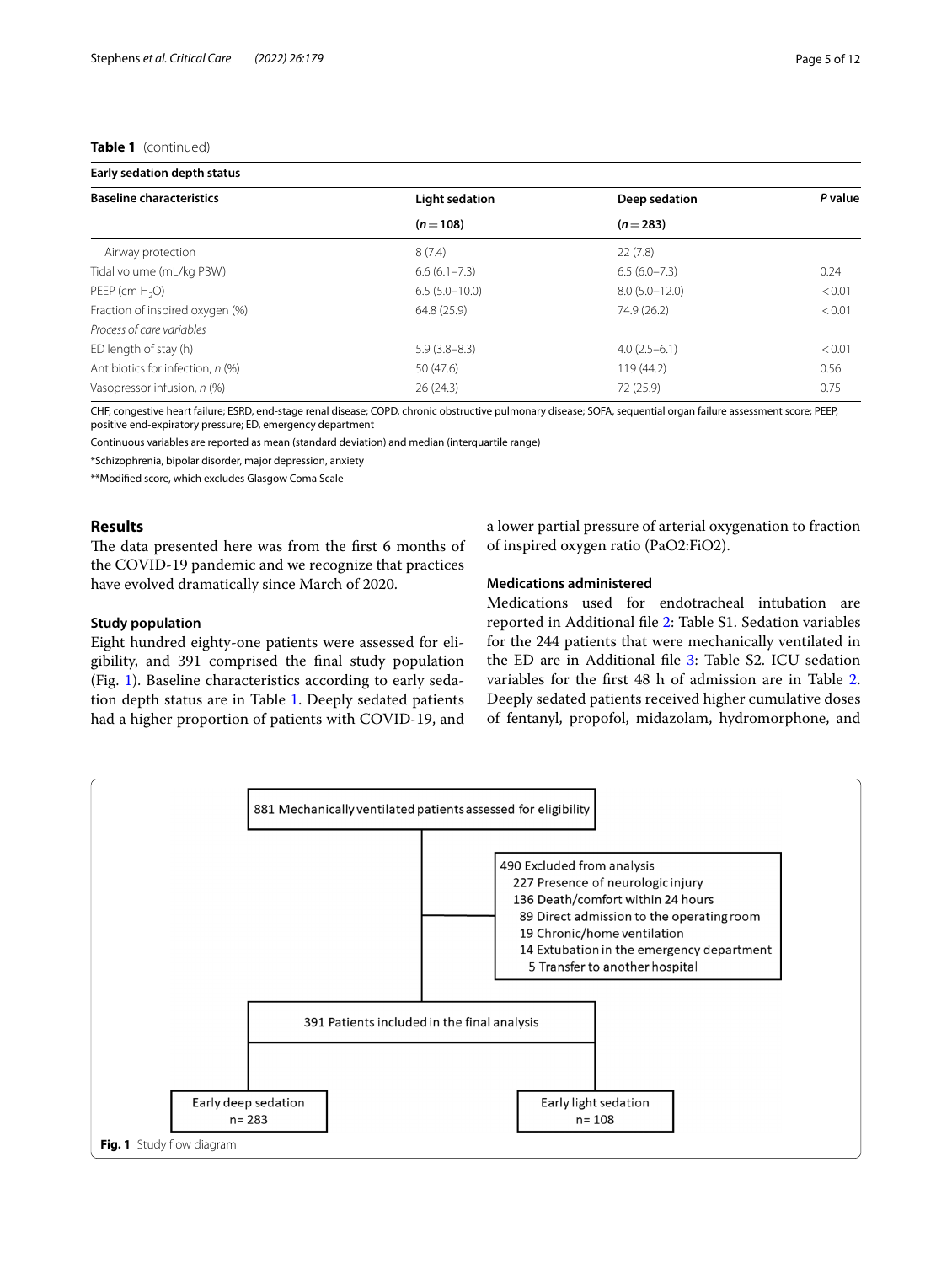**Table 1** (continued)

| Early sedation depth status | | | |
|---|---|---|---|
| **Baseline characteristics** | **Light sedation** | **Deep sedation** | ***P* value** |
| | **(*n* = 108)** | **(*n* = 283)** | |
| Airway protection | 8 (7.4) | 22 (7.8) | |
| Tidal volume (mL/kg PBW) | 6.6 (6.1–7.3) | 6.5 (6.0–7.3) | 0.24 |
| PEEP (cm $H_2O$) | 6.5 (5.0–10.0) | 8.0 (5.0–12.0) | < 0.01 |
| Fraction of inspired oxygen (%) | 64.8 (25.9) | 74.9 (26.2) | < 0.01 |
| *Process of care variables* | | | |
| ED length of stay (h) | 5.9 (3.8–8.3) | 4.0 (2.5–6.1) | < 0.01 |
| Antibiotics for infection, *n* (%) | 50 (47.6) | 119 (44.2) | 0.56 |
| Vasopressor infusion, *n* (%) | 26 (24.3) | 72 (25.9) | 0.75 |

CHF, congestive heart failure; ESRD, end-stage renal disease; COPD, chronic obstructive pulmonary disease; SOFA, sequential organ failure assessment score; PEEP, positive end-expiratory pressure; ED, emergency department

Continuous variables are reported as mean (standard deviation) and median (interquartile range)

*Schizophrenia, bipolar disorder, major depression, anxiety

**Modified score, which excludes Glasgow Coma Scale

## Results

The data presented here was from the first 6 months of the COVID-19 pandemic and we recognize that practices have evolved dramatically since March of 2020.

### Study population

Eight hundred eighty-one patients were assessed for eligibility, and 391 comprised the final study population (Fig. 1). Baseline characteristics according to early sedation depth status are in Table 1. Deeply sedated patients had a higher proportion of patients with COVID-19, and a lower partial pressure of arterial oxygenation to fraction of inspired oxygen ratio (PaO2:FiO2).

### Medications administered

Medications used for endotracheal intubation are reported in Additional file 2: Table S1. Sedation variables for the 244 patients that were mechanically ventilated in the ED are in Additional file 3: Table S2. ICU sedation variables for the first 48 h of admission are in Table 2. Deeply sedated patients received higher cumulative doses of fentanyl, propofol, midazolam, hydromorphone, and

881 Mechanically ventilated patients assessed for eligibility

490 Excluded from analysis
- 227 Presence of neurologic injury
- 136 Death/comfort within 24 hours
- 89 Direct admission to the operating room
- 19 Chronic/home ventilation
- 14 Extubation in the emergency department
- 5 Transfer to another hospital

391 Patients included in the final analysis

Early deep sedation n= 283

Early light sedation n= 108

**Fig. 1** Study flow diagram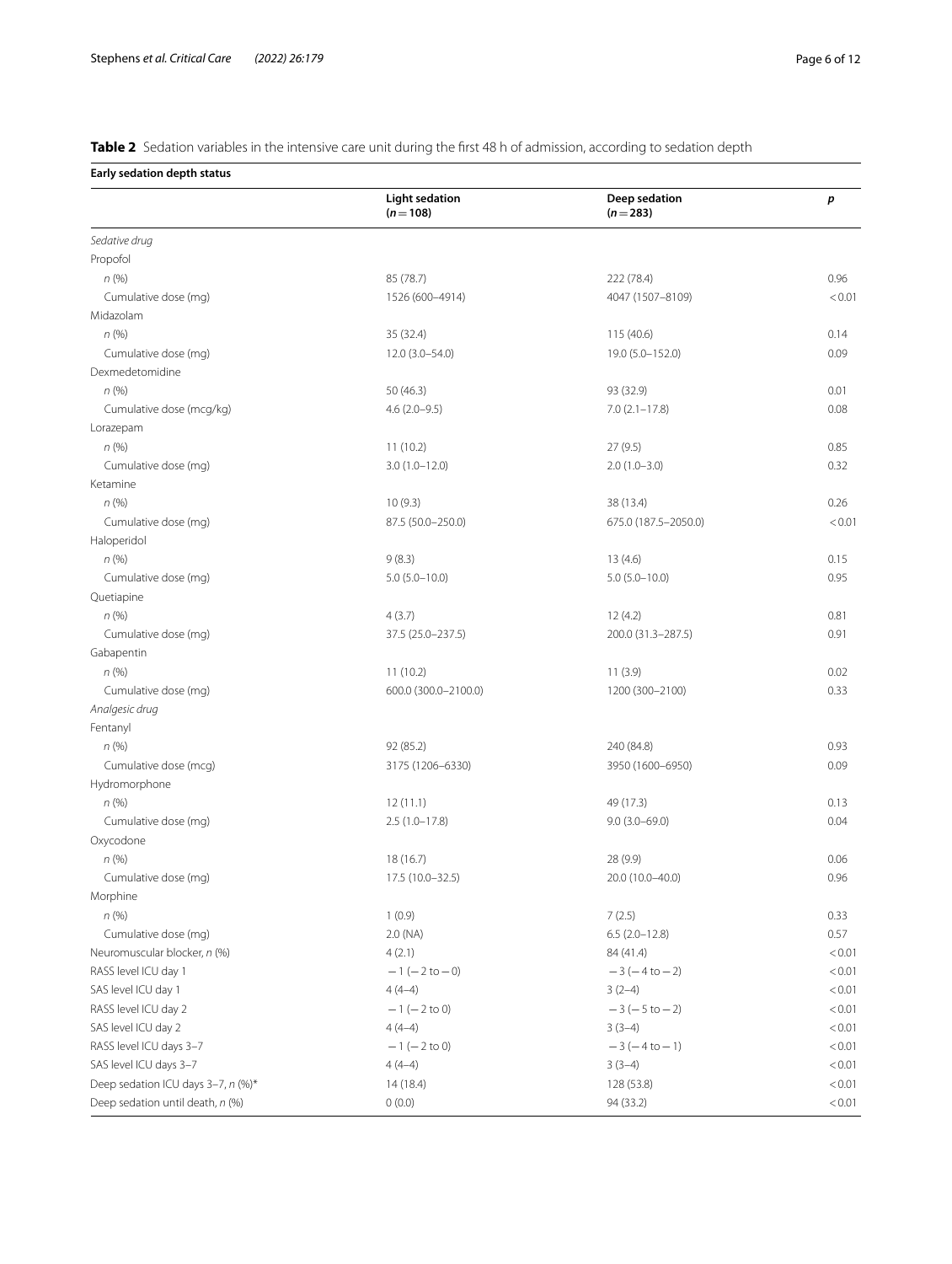**Table 2** Sedation variables in the intensive care unit during the first 48 h of admission, according to sedation depth

| Early sedation depth status | | | |
|---|---|---|---|
| | **Light sedation (n = 108)** | **Deep sedation (n = 283)** | ***p*** |
| *Sedative drug* | | | |
| Propofol | | | |
| *n* (%) | 85 (78.7) | 222 (78.4) | 0.96 |
| Cumulative dose (mg) | 1526 (600–4914) | 4047 (1507–8109) | < 0.01 |
| Midazolam | | | |
| *n* (%) | 35 (32.4) | 115 (40.6) | 0.14 |
| Cumulative dose (mg) | 12.0 (3.0–54.0) | 19.0 (5.0–152.0) | 0.09 |
| Dexmedetomidine | | | |
| *n* (%) | 50 (46.3) | 93 (32.9) | 0.01 |
| Cumulative dose (mcg/kg) | 4.6 (2.0–9.5) | 7.0 (2.1–17.8) | 0.08 |
| Lorazepam | | | |
| *n* (%) | 11 (10.2) | 27 (9.5) | 0.85 |
| Cumulative dose (mg) | 3.0 (1.0–12.0) | 2.0 (1.0–3.0) | 0.32 |
| Ketamine | | | |
| *n* (%) | 10 (9.3) | 38 (13.4) | 0.26 |
| Cumulative dose (mg) | 87.5 (50.0–250.0) | 675.0 (187.5–2050.0) | < 0.01 |
| Haloperidol | | | |
| *n* (%) | 9 (8.3) | 13 (4.6) | 0.15 |
| Cumulative dose (mg) | 5.0 (5.0–10.0) | 5.0 (5.0–10.0) | 0.95 |
| Quetiapine | | | |
| *n* (%) | 4 (3.7) | 12 (4.2) | 0.81 |
| Cumulative dose (mg) | 37.5 (25.0–237.5) | 200.0 (31.3–287.5) | 0.91 |
| Gabapentin | | | |
| *n* (%) | 11 (10.2) | 11 (3.9) | 0.02 |
| Cumulative dose (mg) | 600.0 (300.0–2100.0) | 1200 (300–2100) | 0.33 |
| *Analgesic drug* | | | |
| Fentanyl | | | |
| *n* (%) | 92 (85.2) | 240 (84.8) | 0.93 |
| Cumulative dose (mcg) | 3175 (1206–6330) | 3950 (1600–6950) | 0.09 |
| Hydromorphone | | | |
| *n* (%) | 12 (11.1) | 49 (17.3) | 0.13 |
| Cumulative dose (mg) | 2.5 (1.0–17.8) | 9.0 (3.0–69.0) | 0.04 |
| Oxycodone | | | |
| *n* (%) | 18 (16.7) | 28 (9.9) | 0.06 |
| Cumulative dose (mg) | 17.5 (10.0–32.5) | 20.0 (10.0–40.0) | 0.96 |
| Morphine | | | |
| *n* (%) | 1 (0.9) | 7 (2.5) | 0.33 |
| Cumulative dose (mg) | 2.0 (NA) | 6.5 (2.0–12.8) | 0.57 |
| Neuromuscular blocker, *n* (%) | 4 (2.1) | 84 (41.4) | < 0.01 |
| RASS level ICU day 1 | −1 (−2 to −0) | −3 (−4 to −2) | < 0.01 |
| SAS level ICU day 1 | 4 (4–4) | 3 (2–4) | < 0.01 |
| RASS level ICU day 2 | −1 (−2 to 0) | −3 (−5 to −2) | < 0.01 |
| SAS level ICU day 2 | 4 (4–4) | 3 (3–4) | < 0.01 |
| RASS level ICU days 3–7 | −1 (−2 to 0) | −3 (−4 to −1) | < 0.01 |
| SAS level ICU days 3–7 | 4 (4–4) | 3 (3–4) | < 0.01 |
| Deep sedation ICU days 3–7, *n* (%)* | 14 (18.4) | 128 (53.8) | < 0.01 |
| Deep sedation until death, *n* (%) | 0 (0.0) | 94 (33.2) | < 0.01 |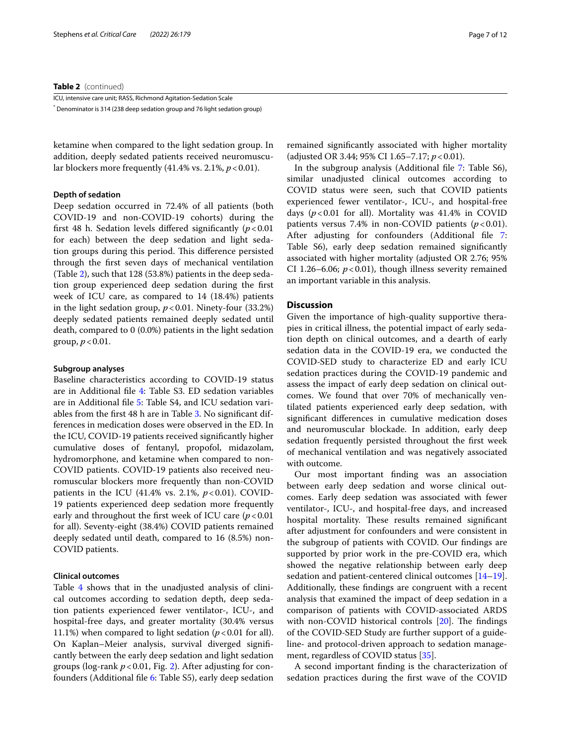**Table 2** (continued)

ICU, intensive care unit; RASS, Richmond Agitation-Sedation Scale

* Denominator is 314 (238 deep sedation group and 76 light sedation group)

ketamine when compared to the light sedation group. In addition, deeply sedated patients received neuromuscular blockers more frequently (41.4% vs. 2.1%, $p < 0.01$).

#### Depth of sedation

Deep sedation occurred in 72.4% of all patients (both COVID-19 and non-COVID-19 cohorts) during the first 48 h. Sedation levels differed significantly ($p < 0.01$ for each) between the deep sedation and light sedation groups during this period. This difference persisted through the first seven days of mechanical ventilation (Table 2), such that 128 (53.8%) patients in the deep sedation group experienced deep sedation during the first week of ICU care, as compared to 14 (18.4%) patients in the light sedation group, $p < 0.01$. Ninety-four (33.2%) deeply sedated patients remained deeply sedated until death, compared to 0 (0.0%) patients in the light sedation group, $p < 0.01$.

#### Subgroup analyses

Baseline characteristics according to COVID-19 status are in Additional file 4: Table S3. ED sedation variables are in Additional file 5: Table S4, and ICU sedation variables from the first 48 h are in Table 3. No significant differences in medication doses were observed in the ED. In the ICU, COVID-19 patients received significantly higher cumulative doses of fentanyl, propofol, midazolam, hydromorphone, and ketamine when compared to non-COVID patients. COVID-19 patients also received neuromuscular blockers more frequently than non-COVID patients in the ICU (41.4% vs. 2.1%, $p < 0.01$). COVID-19 patients experienced deep sedation more frequently early and throughout the first week of ICU care ($p < 0.01$ for all). Seventy-eight (38.4%) COVID patients remained deeply sedated until death, compared to 16 (8.5%) non-COVID patients.

#### Clinical outcomes

Table 4 shows that in the unadjusted analysis of clinical outcomes according to sedation depth, deep sedation patients experienced fewer ventilator-, ICU-, and hospital-free days, and greater mortality (30.4% versus 11.1%) when compared to light sedation ($p < 0.01$ for all). On Kaplan–Meier analysis, survival diverged significantly between the early deep sedation and light sedation groups (log-rank $p < 0.01$, Fig. 2). After adjusting for confounders (Additional file 6: Table S5), early deep sedation remained significantly associated with higher mortality (adjusted OR 3.44; 95% CI 1.65–7.17; $p < 0.01$).

In the subgroup analysis (Additional file 7: Table S6), similar unadjusted clinical outcomes according to COVID status were seen, such that COVID patients experienced fewer ventilator-, ICU-, and hospital-free days ($p < 0.01$ for all). Mortality was 41.4% in COVID patients versus 7.4% in non-COVID patients ($p < 0.01$). After adjusting for confounders (Additional file 7: Table S6), early deep sedation remained significantly associated with higher mortality (adjusted OR 2.76; 95% CI 1.26–6.06; $p < 0.01$), though illness severity remained an important variable in this analysis.

## Discussion

Given the importance of high-quality supportive therapies in critical illness, the potential impact of early sedation depth on clinical outcomes, and a dearth of early sedation data in the COVID-19 era, we conducted the COVID-SED study to characterize ED and early ICU sedation practices during the COVID-19 pandemic and assess the impact of early deep sedation on clinical outcomes. We found that over 70% of mechanically ventilated patients experienced early deep sedation, with significant differences in cumulative medication doses and neuromuscular blockade. In addition, early deep sedation frequently persisted throughout the first week of mechanical ventilation and was negatively associated with outcome.

Our most important finding was an association between early deep sedation and worse clinical outcomes. Early deep sedation was associated with fewer ventilator-, ICU-, and hospital-free days, and increased hospital mortality. These results remained significant after adjustment for confounders and were consistent in the subgroup of patients with COVID. Our findings are supported by prior work in the pre-COVID era, which showed the negative relationship between early deep sedation and patient-centered clinical outcomes [14–19]. Additionally, these findings are congruent with a recent analysis that examined the impact of deep sedation in a comparison of patients with COVID-associated ARDS with non-COVID historical controls [20]. The findings of the COVID-SED Study are further support of a guideline- and protocol-driven approach to sedation management, regardless of COVID status [35].

A second important finding is the characterization of sedation practices during the first wave of the COVID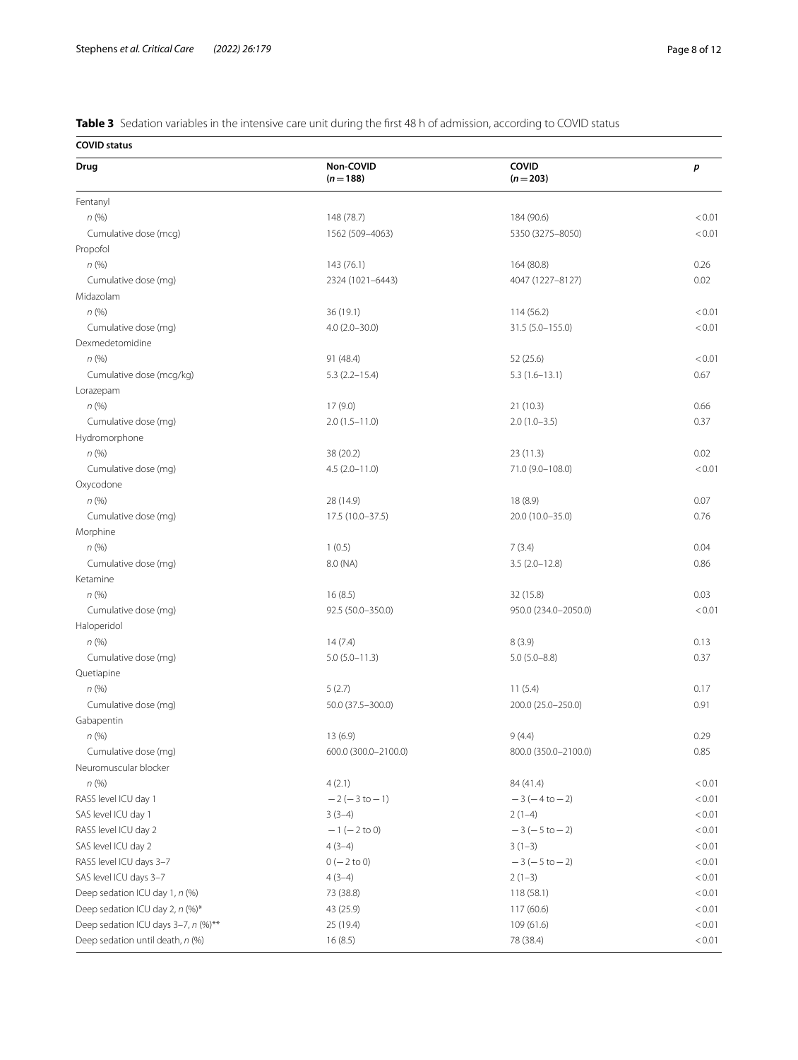**Table 3** Sedation variables in the intensive care unit during the first 48 h of admission, according to COVID status

| COVID status | | | |
|---|---|---|---|
| **Drug** | **Non-COVID ($n = 188$)** | **COVID ($n = 203$)** | ***p*** |
| Fentanyl | | | |
| *n* (%) | 148 (78.7) | 184 (90.6) | < 0.01 |
| Cumulative dose (mcg) | 1562 (509–4063) | 5350 (3275–8050) | < 0.01 |
| Propofol | | | |
| *n* (%) | 143 (76.1) | 164 (80.8) | 0.26 |
| Cumulative dose (mg) | 2324 (1021–6443) | 4047 (1227–8127) | 0.02 |
| Midazolam | | | |
| *n* (%) | 36 (19.1) | 114 (56.2) | < 0.01 |
| Cumulative dose (mg) | 4.0 (2.0–30.0) | 31.5 (5.0–155.0) | < 0.01 |
| Dexmedetomidine | | | |
| *n* (%) | 91 (48.4) | 52 (25.6) | < 0.01 |
| Cumulative dose (mcg/kg) | 5.3 (2.2–15.4) | 5.3 (1.6–13.1) | 0.67 |
| Lorazepam | | | |
| *n* (%) | 17 (9.0) | 21 (10.3) | 0.66 |
| Cumulative dose (mg) | 2.0 (1.5–11.0) | 2.0 (1.0–3.5) | 0.37 |
| Hydromorphone | | | |
| *n* (%) | 38 (20.2) | 23 (11.3) | 0.02 |
| Cumulative dose (mg) | 4.5 (2.0–11.0) | 71.0 (9.0–108.0) | < 0.01 |
| Oxycodone | | | |
| *n* (%) | 28 (14.9) | 18 (8.9) | 0.07 |
| Cumulative dose (mg) | 17.5 (10.0–37.5) | 20.0 (10.0–35.0) | 0.76 |
| Morphine | | | |
| *n* (%) | 1 (0.5) | 7 (3.4) | 0.04 |
| Cumulative dose (mg) | 8.0 (NA) | 3.5 (2.0–12.8) | 0.86 |
| Ketamine | | | |
| *n* (%) | 16 (8.5) | 32 (15.8) | 0.03 |
| Cumulative dose (mg) | 92.5 (50.0–350.0) | 950.0 (234.0–2050.0) | < 0.01 |
| Haloperidol | | | |
| *n* (%) | 14 (7.4) | 8 (3.9) | 0.13 |
| Cumulative dose (mg) | 5.0 (5.0–11.3) | 5.0 (5.0–8.8) | 0.37 |
| Quetiapine | | | |
| *n* (%) | 5 (2.7) | 11 (5.4) | 0.17 |
| Cumulative dose (mg) | 50.0 (37.5–300.0) | 200.0 (25.0–250.0) | 0.91 |
| Gabapentin | | | |
| *n* (%) | 13 (6.9) | 9 (4.4) | 0.29 |
| Cumulative dose (mg) | 600.0 (300.0–2100.0) | 800.0 (350.0–2100.0) | 0.85 |
| Neuromuscular blocker | | | |
| *n* (%) | 4 (2.1) | 84 (41.4) | < 0.01 |
| RASS level ICU day 1 | − 2 (− 3 to − 1) | − 3 (− 4 to − 2) | < 0.01 |
| SAS level ICU day 1 | 3 (3–4) | 2 (1–4) | < 0.01 |
| RASS level ICU day 2 | − 1 (− 2 to 0) | − 3 (− 5 to − 2) | < 0.01 |
| SAS level ICU day 2 | 4 (3–4) | 3 (1–3) | < 0.01 |
| RASS level ICU days 3–7 | 0 (− 2 to 0) | − 3 (− 5 to − 2) | < 0.01 |
| SAS level ICU days 3–7 | 4 (3–4) | 2 (1–3) | < 0.01 |
| Deep sedation ICU day 1, *n* (%) | 73 (38.8) | 118 (58.1) | < 0.01 |
| Deep sedation ICU day 2, *n* (%)* | 43 (25.9) | 117 (60.6) | < 0.01 |
| Deep sedation ICU days 3–7, *n* (%)** | 25 (19.4) | 109 (61.6) | < 0.01 |
| Deep sedation until death, *n* (%) | 16 (8.5) | 78 (38.4) | < 0.01 |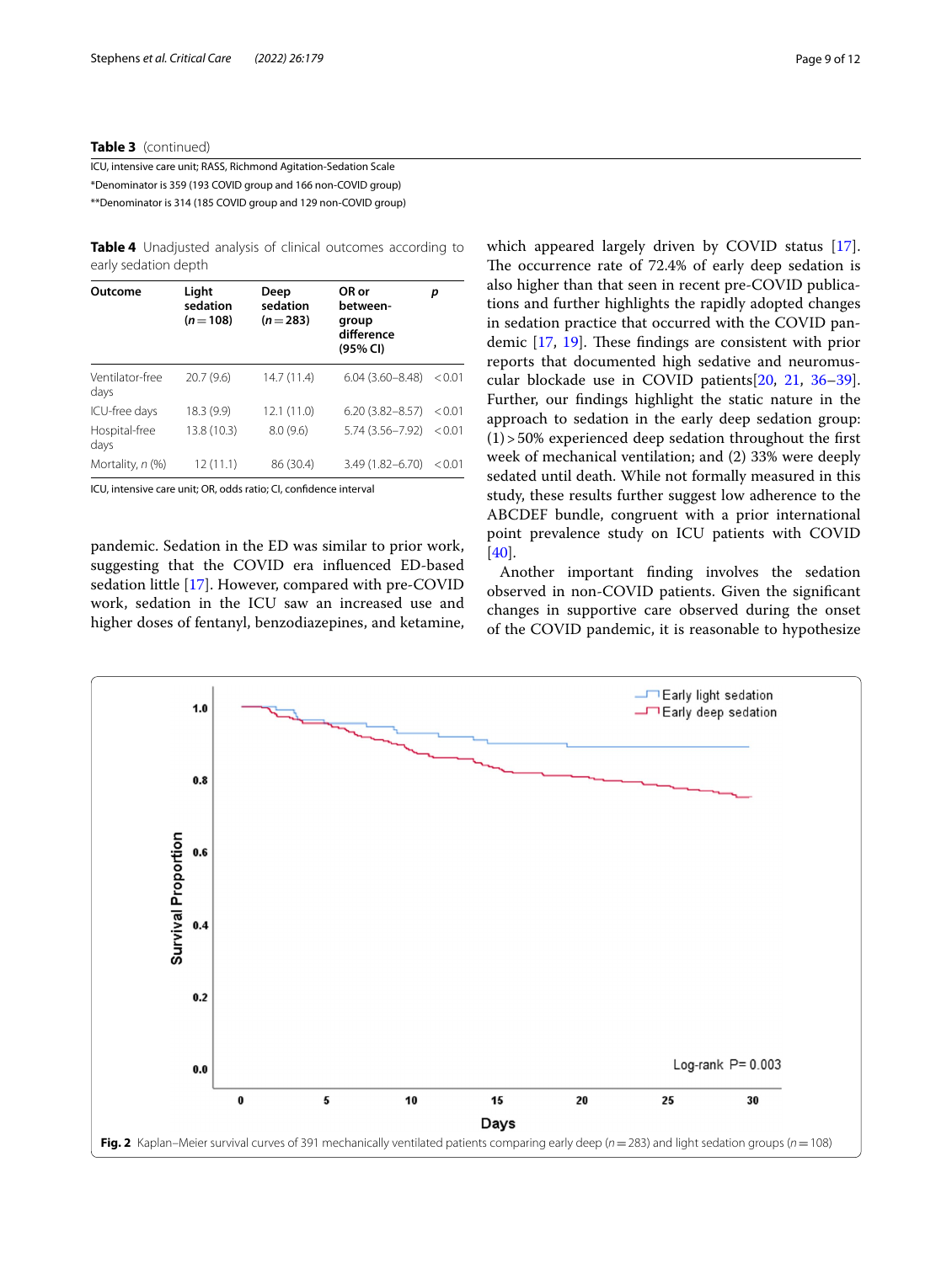**Table 3** (continued)

ICU, intensive care unit; RASS, Richmond Agitation-Sedation Scale

*Denominator is 359 (193 COVID group and 166 non-COVID group)

**Denominator is 314 (185 COVID group and 129 non-COVID group)

**Table 4** Unadjusted analysis of clinical outcomes according to early sedation depth

| Outcome | Light sedation ($n = 108$) | Deep sedation ($n = 283$) | OR or between-group difference (95% CI) | $p$ |
|---|---|---|---|---|
| Ventilator-free days | 20.7 (9.6) | 14.7 (11.4) | 6.04 (3.60–8.48) | < 0.01 |
| ICU-free days | 18.3 (9.9) | 12.1 (11.0) | 6.20 (3.82–8.57) | < 0.01 |
| Hospital-free days | 13.8 (10.3) | 8.0 (9.6) | 5.74 (3.56–7.92) | < 0.01 |
| Mortality, n (%) | 12 (11.1) | 86 (30.4) | 3.49 (1.82–6.70) | < 0.01 |

ICU, intensive care unit; OR, odds ratio; CI, confidence interval

pandemic. Sedation in the ED was similar to prior work, suggesting that the COVID era influenced ED-based sedation little [17]. However, compared with pre-COVID work, sedation in the ICU saw an increased use and higher doses of fentanyl, benzodiazepines, and ketamine, which appeared largely driven by COVID status [17]. The occurrence rate of 72.4% of early deep sedation is also higher than that seen in recent pre-COVID publications and further highlights the rapidly adopted changes in sedation practice that occurred with the COVID pandemic [17, 19]. These findings are consistent with prior reports that documented high sedative and neuromuscular blockade use in COVID patients[20, 21, 36–39]. Further, our findings highlight the static nature in the approach to sedation in the early deep sedation group: (1) > 50% experienced deep sedation throughout the first week of mechanical ventilation; and (2) 33% were deeply sedated until death. While not formally measured in this study, these results further suggest low adherence to the ABCDEF bundle, congruent with a prior international point prevalence study on ICU patients with COVID [40].

Another important finding involves the sedation observed in non-COVID patients. Given the significant changes in supportive care observed during the onset of the COVID pandemic, it is reasonable to hypothesize

**Fig. 2** Kaplan–Meier survival curves of 391 mechanically ventilated patients comparing early deep ($n = 283$) and light sedation groups ($n = 108$)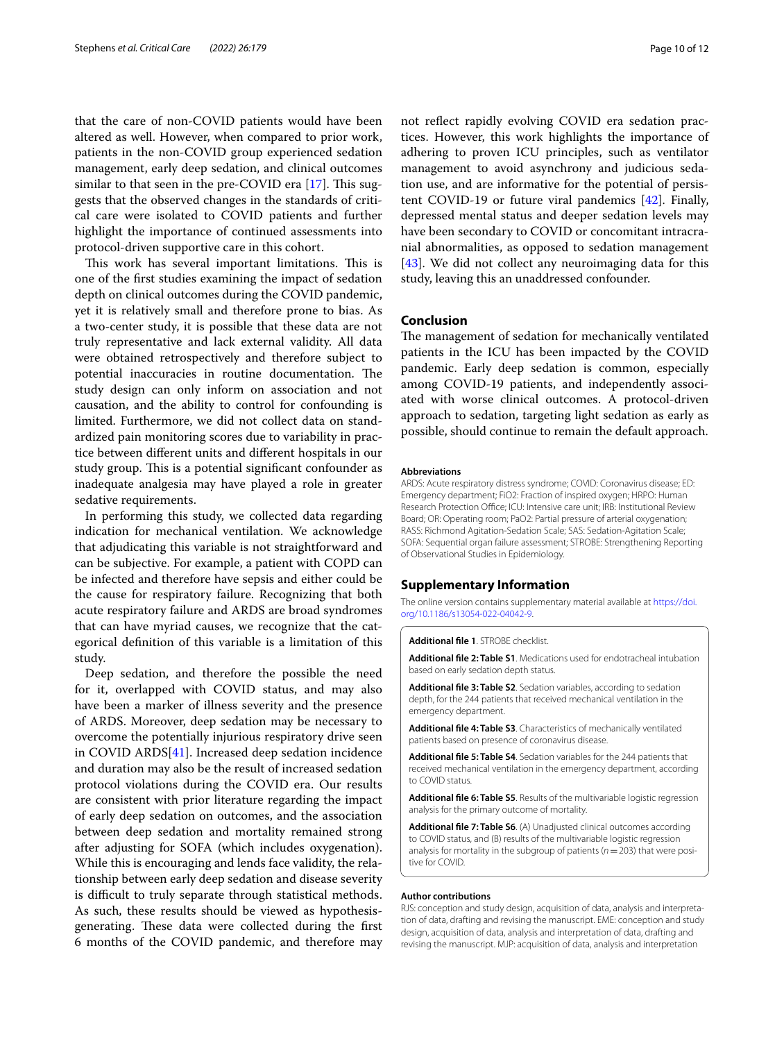that the care of non-COVID patients would have been altered as well. However, when compared to prior work, patients in the non-COVID group experienced sedation management, early deep sedation, and clinical outcomes similar to that seen in the pre-COVID era [17]. This suggests that the observed changes in the standards of critical care were isolated to COVID patients and further highlight the importance of continued assessments into protocol-driven supportive care in this cohort.

This work has several important limitations. This is one of the first studies examining the impact of sedation depth on clinical outcomes during the COVID pandemic, yet it is relatively small and therefore prone to bias. As a two-center study, it is possible that these data are not truly representative and lack external validity. All data were obtained retrospectively and therefore subject to potential inaccuracies in routine documentation. The study design can only inform on association and not causation, and the ability to control for confounding is limited. Furthermore, we did not collect data on standardized pain monitoring scores due to variability in practice between different units and different hospitals in our study group. This is a potential significant confounder as inadequate analgesia may have played a role in greater sedative requirements.

In performing this study, we collected data regarding indication for mechanical ventilation. We acknowledge that adjudicating this variable is not straightforward and can be subjective. For example, a patient with COPD can be infected and therefore have sepsis and either could be the cause for respiratory failure. Recognizing that both acute respiratory failure and ARDS are broad syndromes that can have myriad causes, we recognize that the categorical definition of this variable is a limitation of this study.

Deep sedation, and therefore the possible the need for it, overlapped with COVID status, and may also have been a marker of illness severity and the presence of ARDS. Moreover, deep sedation may be necessary to overcome the potentially injurious respiratory drive seen in COVID ARDS[41]. Increased deep sedation incidence and duration may also be the result of increased sedation protocol violations during the COVID era. Our results are consistent with prior literature regarding the impact of early deep sedation on outcomes, and the association between deep sedation and mortality remained strong after adjusting for SOFA (which includes oxygenation). While this is encouraging and lends face validity, the relationship between early deep sedation and disease severity is difficult to truly separate through statistical methods. As such, these results should be viewed as hypothesis-generating. These data were collected during the first 6 months of the COVID pandemic, and therefore may not reflect rapidly evolving COVID era sedation practices. However, this work highlights the importance of adhering to proven ICU principles, such as ventilator management to avoid asynchrony and judicious sedation use, and are informative for the potential of persistent COVID-19 or future viral pandemics [42]. Finally, depressed mental status and deeper sedation levels may have been secondary to COVID or concomitant intracranial abnormalities, as opposed to sedation management [43]. We did not collect any neuroimaging data for this study, leaving this an unaddressed confounder.

## Conclusion

The management of sedation for mechanically ventilated patients in the ICU has been impacted by the COVID pandemic. Early deep sedation is common, especially among COVID-19 patients, and independently associated with worse clinical outcomes. A protocol-driven approach to sedation, targeting light sedation as early as possible, should continue to remain the default approach.

#### Abbreviations

ARDS: Acute respiratory distress syndrome; COVID: Coronavirus disease; ED: Emergency department; FiO2: Fraction of inspired oxygen; HRPO: Human Research Protection Office; ICU: Intensive care unit; IRB: Institutional Review Board; OR: Operating room; PaO2: Partial pressure of arterial oxygenation; RASS: Richmond Agitation-Sedation Scale; SAS: Sedation-Agitation Scale; SOFA: Sequential organ failure assessment; STROBE: Strengthening Reporting of Observational Studies in Epidemiology.

## Supplementary Information

The online version contains supplementary material available at https://doi.org/10.1186/s13054-022-04042-9.

**Additional file 1**. STROBE checklist.

**Additional file 2: Table S1**. Medications used for endotracheal intubation based on early sedation depth status.

**Additional file 3: Table S2**. Sedation variables, according to sedation depth, for the 244 patients that received mechanical ventilation in the emergency department.

**Additional file 4: Table S3**. Characteristics of mechanically ventilated patients based on presence of coronavirus disease.

**Additional file 5: Table S4**. Sedation variables for the 244 patients that received mechanical ventilation in the emergency department, according to COVID status.

**Additional file 6: Table S5**. Results of the multivariable logistic regression analysis for the primary outcome of mortality.

**Additional file 7: Table S6**. (A) Unadjusted clinical outcomes according to COVID status, and (B) results of the multivariable logistic regression analysis for mortality in the subgroup of patients ($n = 203$) that were positive for COVID.

#### Author contributions

RJS: conception and study design, acquisition of data, analysis and interpretation of data, drafting and revising the manuscript. EME: conception and study design, acquisition of data, analysis and interpretation of data, drafting and revising the manuscript. MJP: acquisition of data, analysis and interpretation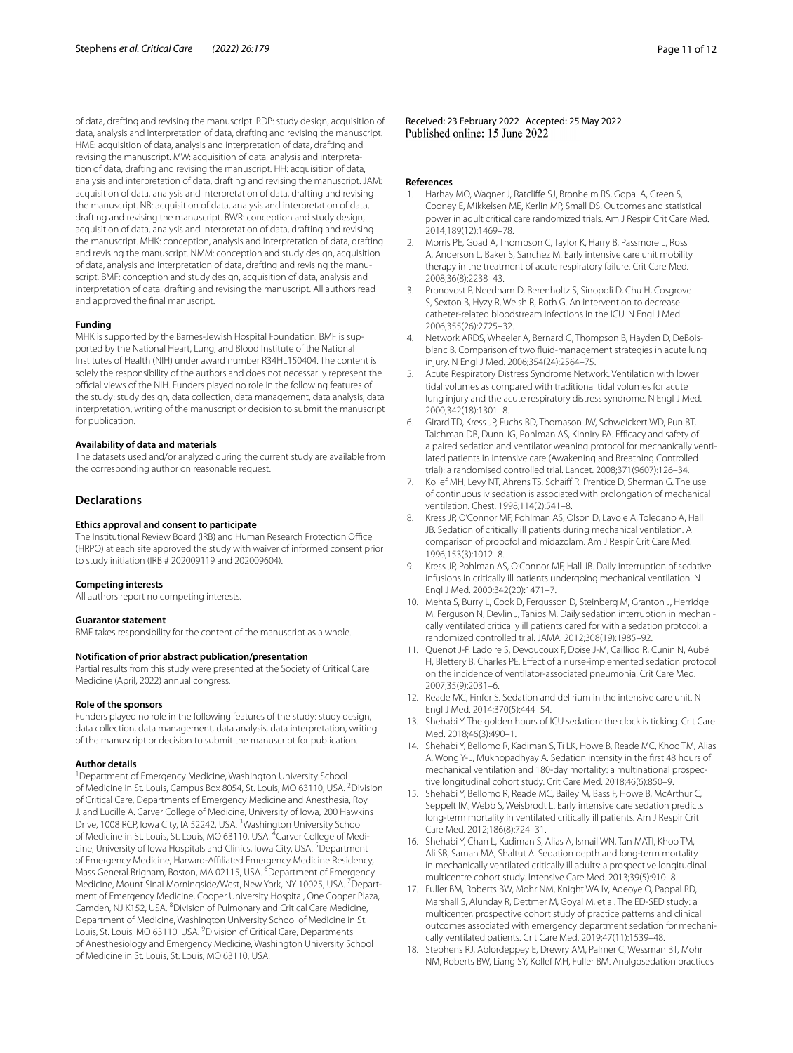of data, drafting and revising the manuscript. RDP: study design, acquisition of data, analysis and interpretation of data, drafting and revising the manuscript. HME: acquisition of data, analysis and interpretation of data, drafting and revising the manuscript. MW: acquisition of data, analysis and interpretation of data, drafting and revising the manuscript. HH: acquisition of data, analysis and interpretation of data, drafting and revising the manuscript. JAM: acquisition of data, analysis and interpretation of data, drafting and revising the manuscript. NB: acquisition of data, analysis and interpretation of data, drafting and revising the manuscript. BWR: conception and study design, acquisition of data, analysis and interpretation of data, drafting and revising the manuscript. MHK: conception, analysis and interpretation of data, drafting and revising the manuscript. NMM: conception and study design, acquisition of data, analysis and interpretation of data, drafting and revising the manuscript. BMF: conception and study design, acquisition of data, analysis and interpretation of data, drafting and revising the manuscript. All authors read and approved the final manuscript.

#### Funding

MHK is supported by the Barnes-Jewish Hospital Foundation. BMF is supported by the National Heart, Lung, and Blood Institute of the National Institutes of Health (NIH) under award number R34HL150404. The content is solely the responsibility of the authors and does not necessarily represent the official views of the NIH. Funders played no role in the following features of the study: study design, data collection, data management, data analysis, data interpretation, writing of the manuscript or decision to submit the manuscript for publication.

#### Availability of data and materials

The datasets used and/or analyzed during the current study are available from the corresponding author on reasonable request.

## Declarations

#### Ethics approval and consent to participate

The Institutional Review Board (IRB) and Human Research Protection Office (HRPO) at each site approved the study with waiver of informed consent prior to study initiation (IRB # 202009119 and 202009604).

#### Competing interests

All authors report no competing interests.

#### Guarantor statement

BMF takes responsibility for the content of the manuscript as a whole.

#### Notification of prior abstract publication/presentation

Partial results from this study were presented at the Society of Critical Care Medicine (April, 2022) annual congress.

#### Role of the sponsors

Funders played no role in the following features of the study: study design, data collection, data management, data analysis, data interpretation, writing of the manuscript or decision to submit the manuscript for publication.

#### Author details

[1]Department of Emergency Medicine, Washington University School of Medicine in St. Louis, Campus Box 8054, St. Louis, MO 63110, USA. [2]Division of Critical Care, Departments of Emergency Medicine and Anesthesia, Roy J. and Lucille A. Carver College of Medicine, University of Iowa, 200 Hawkins Drive, 1008 RCP, Iowa City, IA 52242, USA. [3]Washington University School of Medicine in St. Louis, St. Louis, MO 63110, USA. [4]Carver College of Medicine, University of Iowa Hospitals and Clinics, Iowa City, USA. [5]Department of Emergency Medicine, Harvard-Affiliated Emergency Medicine Residency, Mass General Brigham, Boston, MA 02115, USA. [6]Department of Emergency Medicine, Mount Sinai Morningside/West, New York, NY 10025, USA. [7]Department of Emergency Medicine, Cooper University Hospital, One Cooper Plaza, Camden, NJ K152, USA. [8]Division of Pulmonary and Critical Care Medicine, Department of Medicine, Washington University School of Medicine in St. Louis, St. Louis, MO 63110, USA. [9]Division of Critical Care, Departments of Anesthesiology and Emergency Medicine, Washington University School of Medicine in St. Louis, St. Louis, MO 63110, USA.

Received: 23 February 2022 Accepted: 25 May 2022
Published online: 15 June 2022

#### References

1. Harhay MO, Wagner J, Ratcliffe SJ, Bronheim RS, Gopal A, Green S, Cooney E, Mikkelsen ME, Kerlin MP, Small DS. Outcomes and statistical power in adult critical care randomized trials. Am J Respir Crit Care Med. 2014;189(12):1469–78.
2. Morris PE, Goad A, Thompson C, Taylor K, Harry B, Passmore L, Ross A, Anderson L, Baker S, Sanchez M. Early intensive care unit mobility therapy in the treatment of acute respiratory failure. Crit Care Med. 2008;36(8):2238–43.
3. Pronovost P, Needham D, Berenholtz S, Sinopoli D, Chu H, Cosgrove S, Sexton B, Hyzy R, Welsh R, Roth G. An intervention to decrease catheter-related bloodstream infections in the ICU. N Engl J Med. 2006;355(26):2725–32.
4. Network ARDS, Wheeler A, Bernard G, Thompson B, Hayden D, DeBoisblanc B. Comparison of two fluid-management strategies in acute lung injury. N Engl J Med. 2006;354(24):2564–75.
5. Acute Respiratory Distress Syndrome Network. Ventilation with lower tidal volumes as compared with traditional tidal volumes for acute lung injury and the acute respiratory distress syndrome. N Engl J Med. 2000;342(18):1301–8.
6. Girard TD, Kress JP, Fuchs BD, Thomason JW, Schweickert WD, Pun BT, Taichman DB, Dunn JG, Pohlman AS, Kinniry PA. Efficacy and safety of a paired sedation and ventilator weaning protocol for mechanically ventilated patients in intensive care (Awakening and Breathing Controlled trial): a randomised controlled trial. Lancet. 2008;371(9607):126–34.
7. Kollef MH, Levy NT, Ahrens TS, Schaiff R, Prentice D, Sherman G. The use of continuous iv sedation is associated with prolongation of mechanical ventilation. Chest. 1998;114(2):541–8.
8. Kress JP, O'Connor MF, Pohlman AS, Olson D, Lavoie A, Toledano A, Hall JB. Sedation of critically ill patients during mechanical ventilation. A comparison of propofol and midazolam. Am J Respir Crit Care Med. 1996;153(3):1012–8.
9. Kress JP, Pohlman AS, O'Connor MF, Hall JB. Daily interruption of sedative infusions in critically ill patients undergoing mechanical ventilation. N Engl J Med. 2000;342(20):1471–7.
10. Mehta S, Burry L, Cook D, Fergusson D, Steinberg M, Granton J, Herridge M, Ferguson N, Devlin J, Tanios M. Daily sedation interruption in mechanically ventilated critically ill patients cared for with a sedation protocol: a randomized controlled trial. JAMA. 2012;308(19):1985–92.
11. Quenot J-P, Ladoire S, Devoucoux F, Doise J-M, Cailliod R, Cunin N, Aubé H, Blettery B, Charles PE. Effect of a nurse-implemented sedation protocol on the incidence of ventilator-associated pneumonia. Crit Care Med. 2007;35(9):2031–6.
12. Reade MC, Finfer S. Sedation and delirium in the intensive care unit. N Engl J Med. 2014;370(5):444–54.
13. Shehabi Y. The golden hours of ICU sedation: the clock is ticking. Crit Care Med. 2018;46(3):490–1.
14. Shehabi Y, Bellomo R, Kadiman S, Ti LK, Howe B, Reade MC, Khoo TM, Alias A, Wong Y-L, Mukhopadhyay A. Sedation intensity in the first 48 hours of mechanical ventilation and 180-day mortality: a multinational prospective longitudinal cohort study. Crit Care Med. 2018;46(6):850–9.
15. Shehabi Y, Bellomo R, Reade MC, Bailey M, Bass F, Howe B, McArthur C, Seppelt IM, Webb S, Weisbrodt L. Early intensive care sedation predicts long-term mortality in ventilated critically ill patients. Am J Respir Crit Care Med. 2012;186(8):724–31.
16. Shehabi Y, Chan L, Kadiman S, Alias A, Ismail WN, Tan MATI, Khoo TM, Ali SB, Saman MA, Shaltut A. Sedation depth and long-term mortality in mechanically ventilated critically ill adults: a prospective longitudinal multicentre cohort study. Intensive Care Med. 2013;39(5):910–8.
17. Fuller BM, Roberts BW, Mohr NM, Knight WA IV, Adeoye O, Pappal RD, Marshall S, Alunday R, Dettmer M, Goyal M, et al. The ED-SED study: a multicenter, prospective cohort study of practice patterns and clinical outcomes associated with emergency department sedation for mechanically ventilated patients. Crit Care Med. 2019;47(11):1539–48.
18. Stephens RJ, Ablordeppey E, Drewry AM, Palmer C, Wessman BT, Mohr NM, Roberts BW, Liang SY, Kollef MH, Fuller BM. Analgosedation practices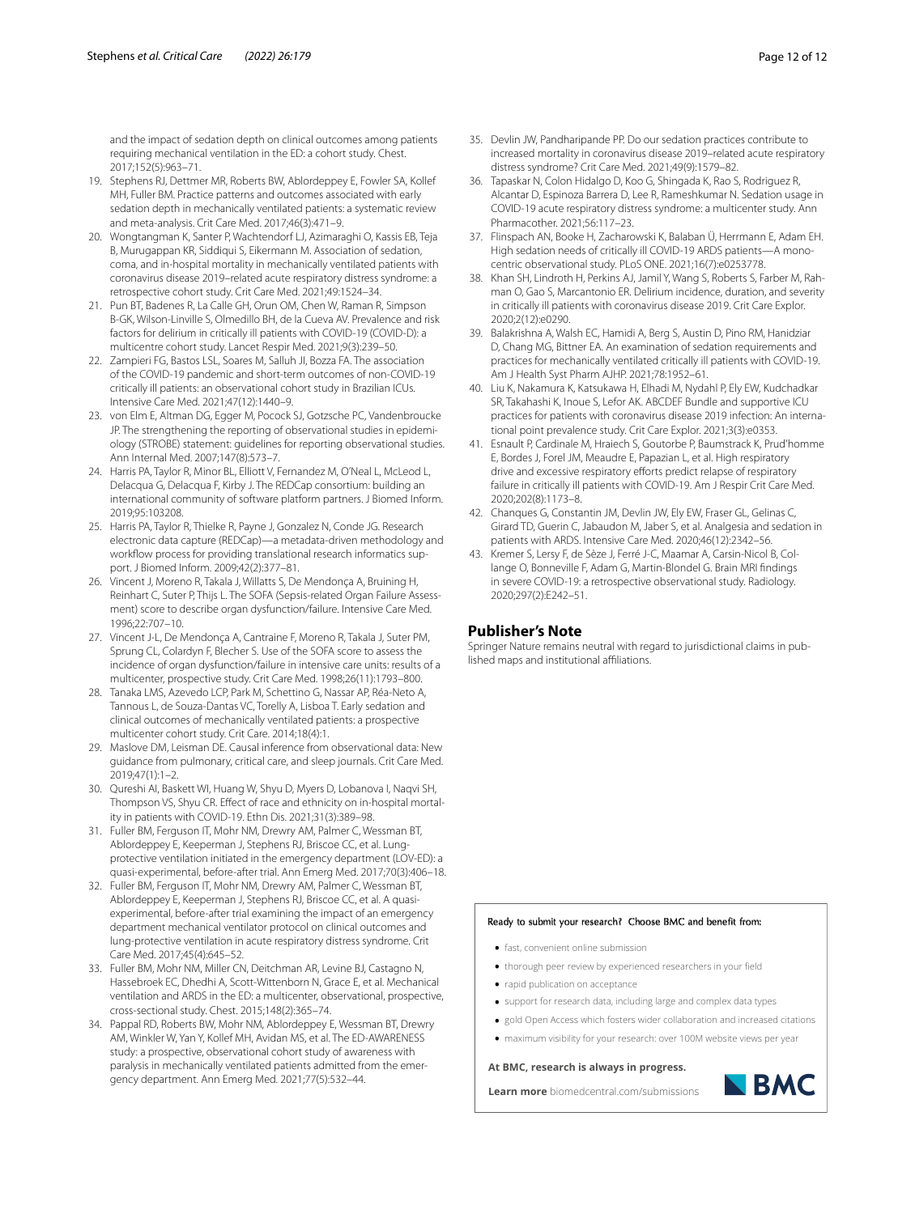and the impact of sedation depth on clinical outcomes among patients requiring mechanical ventilation in the ED: a cohort study. Chest. 2017;152(5):963–71.

19. Stephens RJ, Dettmer MR, Roberts BW, Ablordeppey E, Fowler SA, Kollef MH, Fuller BM. Practice patterns and outcomes associated with early sedation depth in mechanically ventilated patients: a systematic review and meta-analysis. Crit Care Med. 2017;46(3):471–9.
20. Wongtangman K, Santer P, Wachtendorf LJ, Azimaraghi O, Kassis EB, Teja B, Murugappan KR, Siddiqui S, Eikermann M. Association of sedation, coma, and in-hospital mortality in mechanically ventilated patients with coronavirus disease 2019–related acute respiratory distress syndrome: a retrospective cohort study. Crit Care Med. 2021;49:1524–34.
21. Pun BT, Badenes R, La Calle GH, Orun OM, Chen W, Raman R, Simpson B-GK, Wilson-Linville S, Olmedillo BH, de la Cueva AV. Prevalence and risk factors for delirium in critically ill patients with COVID-19 (COVID-D): a multicentre cohort study. Lancet Respir Med. 2021;9(3):239–50.
22. Zampieri FG, Bastos LSL, Soares M, Salluh JI, Bozza FA. The association of the COVID-19 pandemic and short-term outcomes of non-COVID-19 critically ill patients: an observational cohort study in Brazilian ICUs. Intensive Care Med. 2021;47(12):1440–9.
23. von Elm E, Altman DG, Egger M, Pocock SJ, Gotzsche PC, Vandenbroucke JP. The strengthening the reporting of observational studies in epidemiology (STROBE) statement: guidelines for reporting observational studies. Ann Internal Med. 2007;147(8):573–7.
24. Harris PA, Taylor R, Minor BL, Elliott V, Fernandez M, O'Neal L, McLeod L, Delacqua G, Delacqua F, Kirby J. The REDCap consortium: building an international community of software platform partners. J Biomed Inform. 2019;95:103208.
25. Harris PA, Taylor R, Thielke R, Payne J, Gonzalez N, Conde JG. Research electronic data capture (REDCap)—a metadata-driven methodology and workflow process for providing translational research informatics support. J Biomed Inform. 2009;42(2):377–81.
26. Vincent J, Moreno R, Takala J, Willatts S, De Mendonça A, Bruining H, Reinhart C, Suter P, Thijs L. The SOFA (Sepsis-related Organ Failure Assessment) score to describe organ dysfunction/failure. Intensive Care Med. 1996;22:707–10.
27. Vincent J-L, De Mendonça A, Cantraine F, Moreno R, Takala J, Suter PM, Sprung CL, Colardyn F, Blecher S. Use of the SOFA score to assess the incidence of organ dysfunction/failure in intensive care units: results of a multicenter, prospective study. Crit Care Med. 1998;26(11):1793–800.
28. Tanaka LMS, Azevedo LCP, Park M, Schettino G, Nassar AP, Réa-Neto A, Tannous L, de Souza-Dantas VC, Torelly A, Lisboa T. Early sedation and clinical outcomes of mechanically ventilated patients: a prospective multicenter cohort study. Crit Care. 2014;18(4):1.
29. Maslove DM, Leisman DE. Causal inference from observational data: New guidance from pulmonary, critical care, and sleep journals. Crit Care Med. 2019;47(1):1–2.
30. Qureshi AI, Baskett WI, Huang W, Shyu D, Myers D, Lobanova I, Naqvi SH, Thompson VS, Shyu CR. Effect of race and ethnicity on in-hospital mortality in patients with COVID-19. Ethn Dis. 2021;31(3):389–98.
31. Fuller BM, Ferguson IT, Mohr NM, Drewry AM, Palmer C, Wessman BT, Ablordeppey E, Keeperman J, Stephens RJ, Briscoe CC, et al. Lung-protective ventilation initiated in the emergency department (LOV-ED): a quasi-experimental, before-after trial. Ann Emerg Med. 2017;70(3):406–18.
32. Fuller BM, Ferguson IT, Mohr NM, Drewry AM, Palmer C, Wessman BT, Ablordeppey E, Keeperman J, Stephens RJ, Briscoe CC, et al. A quasi-experimental, before-after trial examining the impact of an emergency department mechanical ventilator protocol on clinical outcomes and lung-protective ventilation in acute respiratory distress syndrome. Crit Care Med. 2017;45(4):645–52.
33. Fuller BM, Mohr NM, Miller CN, Deitchman AR, Levine BJ, Castagno N, Hassebroek EC, Dhedhi A, Scott-Wittenborn N, Grace E, et al. Mechanical ventilation and ARDS in the ED: a multicenter, observational, prospective, cross-sectional study. Chest. 2015;148(2):365–74.
34. Pappal RD, Roberts BW, Mohr NM, Ablordeppey E, Wessman BT, Drewry AM, Winkler W, Yan Y, Kollef MH, Avidan MS, et al. The ED-AWARENESS study: a prospective, observational cohort study of awareness with paralysis in mechanically ventilated patients admitted from the emergency department. Ann Emerg Med. 2021;77(5):532–44.
35. Devlin JW, Pandharipande PP. Do our sedation practices contribute to increased mortality in coronavirus disease 2019–related acute respiratory distress syndrome? Crit Care Med. 2021;49(9):1579–82.
36. Tapaskar N, Colon Hidalgo D, Koo G, Shingada K, Rao S, Rodriguez R, Alcantar D, Espinoza Barrera D, Lee R, Rameshkumar N. Sedation usage in COVID-19 acute respiratory distress syndrome: a multicenter study. Ann Pharmacother. 2021;56:117–23.
37. Flinspach AN, Booke H, Zacharowski K, Balaban Ü, Herrmann E, Adam EH. High sedation needs of critically ill COVID-19 ARDS patients—A monocentric observational study. PLoS ONE. 2021;16(7):e0253778.
38. Khan SH, Lindroth H, Perkins AJ, Jamil Y, Wang S, Roberts S, Farber M, Rahman O, Gao S, Marcantonio ER. Delirium incidence, duration, and severity in critically ill patients with coronavirus disease 2019. Crit Care Explor. 2020;2(12):e0290.
39. Balakrishna A, Walsh EC, Hamidi A, Berg S, Austin D, Pino RM, Hanidziar D, Chang MG, Bittner EA. An examination of sedation requirements and practices for mechanically ventilated critically ill patients with COVID-19. Am J Health Syst Pharm AJHP. 2021;78:1952–61.
40. Liu K, Nakamura K, Katsukawa H, Elhadi M, Nydahl P, Ely EW, Kudchadkar SR, Takahashi K, Inoue S, Lefor AK. ABCDEF Bundle and supportive ICU practices for patients with coronavirus disease 2019 infection: An international point prevalence study. Crit Care Explor. 2021;3(3):e0353.
41. Esnault P, Cardinale M, Hraiech S, Goutorbe P, Baumstrack K, Prud'homme E, Bordes J, Forel JM, Meaudre E, Papazian L, et al. High respiratory drive and excessive respiratory efforts predict relapse of respiratory failure in critically ill patients with COVID-19. Am J Respir Crit Care Med. 2020;202(8):1173–8.
42. Chanques G, Constantin JM, Devlin JW, Ely EW, Fraser GL, Gelinas C, Girard TD, Guerin C, Jabaudon M, Jaber S, et al. Analgesia and sedation in patients with ARDS. Intensive Care Med. 2020;46(12):2342–56.
43. Kremer S, Lersy F, de Sèze J, Ferré J-C, Maamar A, Carsin-Nicol B, Collange O, Bonneville F, Adam G, Martin-Blondel G. Brain MRI findings in severe COVID-19: a retrospective observational study. Radiology. 2020;297(2):E242–51.

## Publisher's Note

Springer Nature remains neutral with regard to jurisdictional claims in published maps and institutional affiliations.

Ready to submit your research? Choose BMC and benefit from:

- fast, convenient online submission
- thorough peer review by experienced researchers in your field
- rapid publication on acceptance
- support for research data, including large and complex data types
- gold Open Access which fosters wider collaboration and increased citations
- maximum visibility for your research: over 100M website views per year

**At BMC, research is always in progress.**

**Learn more** biomedcentral.com/submissions

BMC